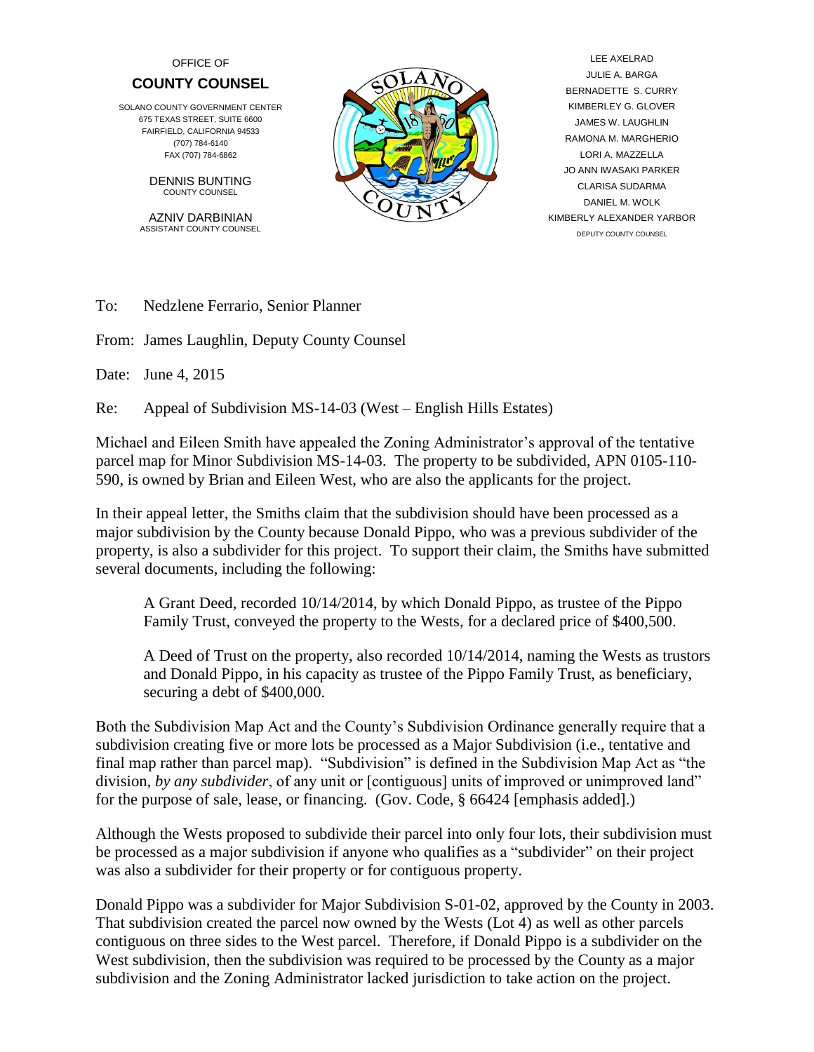OFFICE OF

**COUNTY COUNSEL**

SOLANO COUNTY GOVERNMENT CENTER
675 TEXAS STREET, SUITE 6600
FAIRFIELD, CALIFORNIA 94533
(707) 784-6140
FAX (707) 784-6862

DENNIS BUNTING
COUNTY COUNSEL

AZNIV DARBINIAN
ASSISTANT COUNTY COUNSEL

LEE AXELRAD
JULIE A. BARGA
BERNADETTE S. CURRY
KIMBERLEY G. GLOVER
JAMES W. LAUGHLIN
RAMONA M. MARGHERIO
LORI A. MAZZELLA
JO ANN IWASAKI PARKER
CLARISA SUDARMA
DANIEL M. WOLK
KIMBERLY ALEXANDER YARBOR
DEPUTY COUNTY COUNSEL

To: Nedzlene Ferrario, Senior Planner

From: James Laughlin, Deputy County Counsel

Date: June 4, 2015

Re: Appeal of Subdivision MS-14-03 (West – English Hills Estates)

Michael and Eileen Smith have appealed the Zoning Administrator's approval of the tentative parcel map for Minor Subdivision MS-14-03. The property to be subdivided, APN 0105-110-590, is owned by Brian and Eileen West, who are also the applicants for the project.

In their appeal letter, the Smiths claim that the subdivision should have been processed as a major subdivision by the County because Donald Pippo, who was a previous subdivider of the property, is also a subdivider for this project. To support their claim, the Smiths have submitted several documents, including the following:

> A Grant Deed, recorded 10/14/2014, by which Donald Pippo, as trustee of the Pippo Family Trust, conveyed the property to the Wests, for a declared price of $400,500.
>
> A Deed of Trust on the property, also recorded 10/14/2014, naming the Wests as trustors and Donald Pippo, in his capacity as trustee of the Pippo Family Trust, as beneficiary, securing a debt of $400,000.

Both the Subdivision Map Act and the County's Subdivision Ordinance generally require that a subdivision creating five or more lots be processed as a Major Subdivision (i.e., tentative and final map rather than parcel map). "Subdivision" is defined in the Subdivision Map Act as "the division, *by any subdivider*, of any unit or [contiguous] units of improved or unimproved land" for the purpose of sale, lease, or financing. (Gov. Code, § 66424 [emphasis added].)

Although the Wests proposed to subdivide their parcel into only four lots, their subdivision must be processed as a major subdivision if anyone who qualifies as a "subdivider" on their project was also a subdivider for their property or for contiguous property.

Donald Pippo was a subdivider for Major Subdivision S-01-02, approved by the County in 2003. That subdivision created the parcel now owned by the Wests (Lot 4) as well as other parcels contiguous on three sides to the West parcel. Therefore, if Donald Pippo is a subdivider on the West subdivision, then the subdivision was required to be processed by the County as a major subdivision and the Zoning Administrator lacked jurisdiction to take action on the project.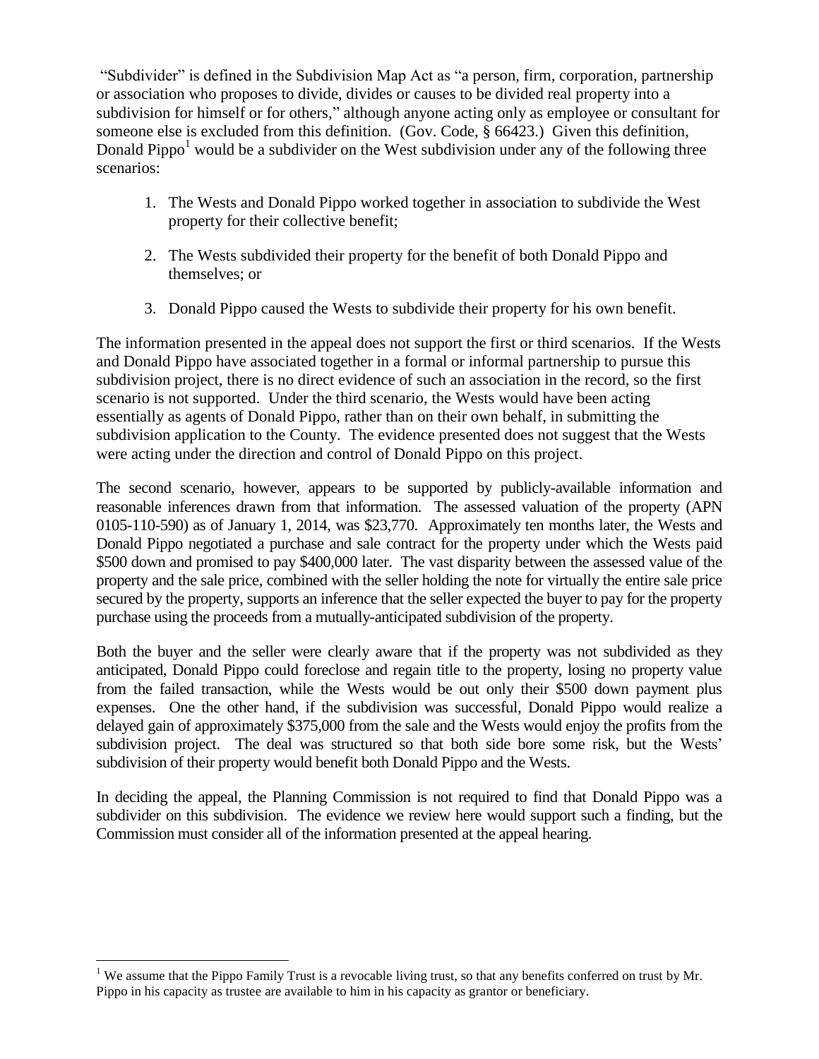"Subdivider" is defined in the Subdivision Map Act as "a person, firm, corporation, partnership or association who proposes to divide, divides or causes to be divided real property into a subdivision for himself or for others," although anyone acting only as employee or consultant for someone else is excluded from this definition. (Gov. Code, § 66423.) Given this definition, Donald Pippo[1] would be a subdivider on the West subdivision under any of the following three scenarios:

1. The Wests and Donald Pippo worked together in association to subdivide the West property for their collective benefit;

2. The Wests subdivided their property for the benefit of both Donald Pippo and themselves; or

3. Donald Pippo caused the Wests to subdivide their property for his own benefit.

The information presented in the appeal does not support the first or third scenarios. If the Wests and Donald Pippo have associated together in a formal or informal partnership to pursue this subdivision project, there is no direct evidence of such an association in the record, so the first scenario is not supported. Under the third scenario, the Wests would have been acting essentially as agents of Donald Pippo, rather than on their own behalf, in submitting the subdivision application to the County. The evidence presented does not suggest that the Wests were acting under the direction and control of Donald Pippo on this project.

The second scenario, however, appears to be supported by publicly-available information and reasonable inferences drawn from that information. The assessed valuation of the property (APN 0105-110-590) as of January 1, 2014, was $23,770. Approximately ten months later, the Wests and Donald Pippo negotiated a purchase and sale contract for the property under which the Wests paid $500 down and promised to pay $400,000 later. The vast disparity between the assessed value of the property and the sale price, combined with the seller holding the note for virtually the entire sale price secured by the property, supports an inference that the seller expected the buyer to pay for the property purchase using the proceeds from a mutually-anticipated subdivision of the property.

Both the buyer and the seller were clearly aware that if the property was not subdivided as they anticipated, Donald Pippo could foreclose and regain title to the property, losing no property value from the failed transaction, while the Wests would be out only their $500 down payment plus expenses. One the other hand, if the subdivision was successful, Donald Pippo would realize a delayed gain of approximately $375,000 from the sale and the Wests would enjoy the profits from the subdivision project. The deal was structured so that both side bore some risk, but the Wests' subdivision of their property would benefit both Donald Pippo and the Wests.

In deciding the appeal, the Planning Commission is not required to find that Donald Pippo was a subdivider on this subdivision. The evidence we review here would support such a finding, but the Commission must consider all of the information presented at the appeal hearing.

[1] We assume that the Pippo Family Trust is a revocable living trust, so that any benefits conferred on trust by Mr. Pippo in his capacity as trustee are available to him in his capacity as grantor or beneficiary.